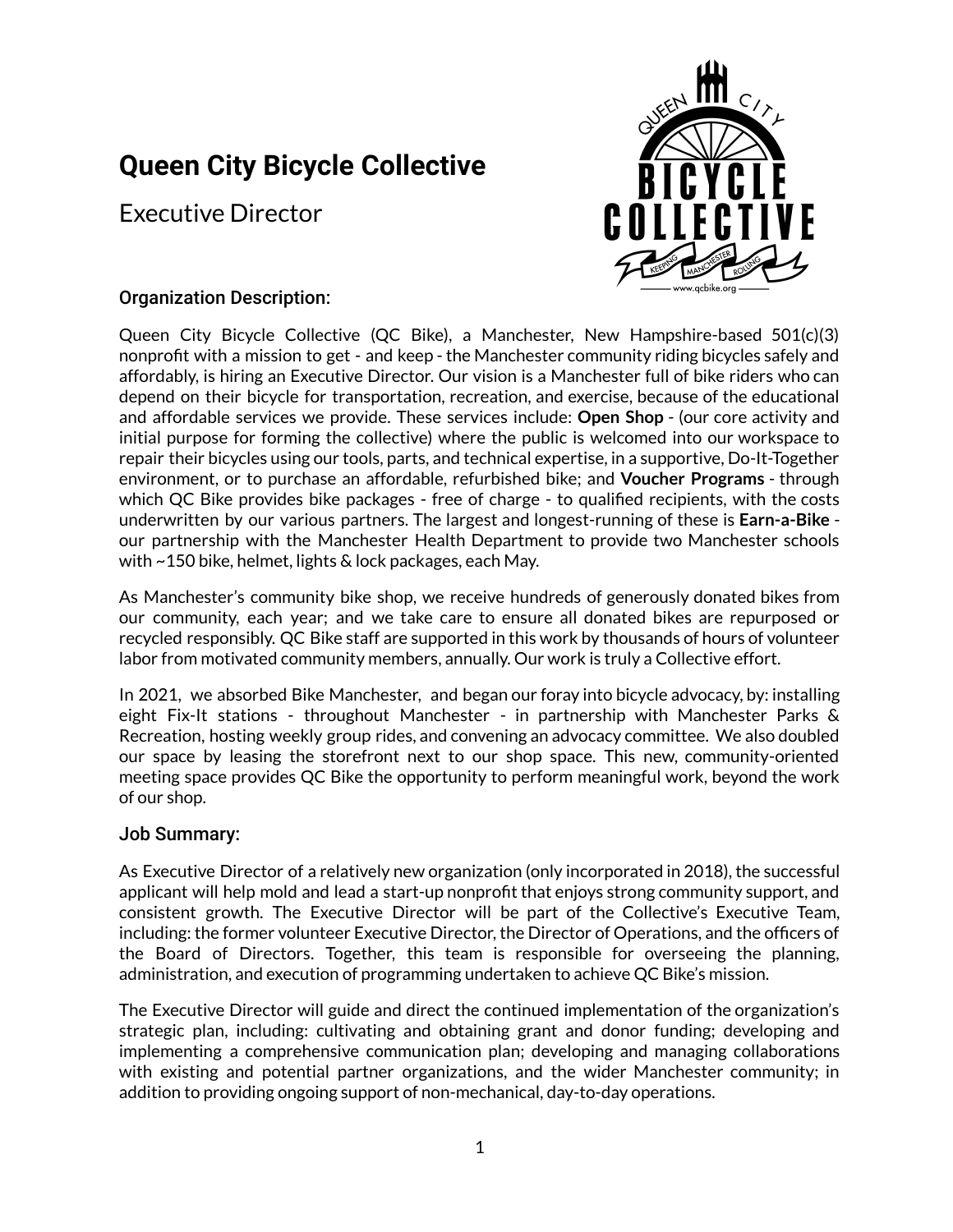# Queen City Bicycle Collective

Executive Director

## Organization Description:

Queen City Bicycle Collective (QC Bike), a Manchester, New Hampshire-based 501(c)(3) nonprofit with a mission to get - and keep - the Manchester community riding bicycles safely and affordably, is hiring an Executive Director. Our vision is a Manchester full of bike riders who can depend on their bicycle for transportation, recreation, and exercise, because of the educational and affordable services we provide. These services include: **Open Shop** - (our core activity and initial purpose for forming the collective) where the public is welcomed into our workspace to repair their bicycles using our tools, parts, and technical expertise, in a supportive, Do-It-Together environment, or to purchase an affordable, refurbished bike; and **Voucher Programs** - through which QC Bike provides bike packages - free of charge - to qualified recipients, with the costs underwritten by our various partners. The largest and longest-running of these is **Earn-a-Bike** - our partnership with the Manchester Health Department to provide two Manchester schools with ~150 bike, helmet, lights & lock packages, each May.

As Manchester's community bike shop, we receive hundreds of generously donated bikes from our community, each year; and we take care to ensure all donated bikes are repurposed or recycled responsibly. QC Bike staff are supported in this work by thousands of hours of volunteer labor from motivated community members, annually. Our work is truly a Collective effort.

In 2021, we absorbed Bike Manchester, and began our foray into bicycle advocacy, by: installing eight Fix-It stations - throughout Manchester - in partnership with Manchester Parks & Recreation, hosting weekly group rides, and convening an advocacy committee. We also doubled our space by leasing the storefront next to our shop space. This new, community-oriented meeting space provides QC Bike the opportunity to perform meaningful work, beyond the work of our shop.

## Job Summary:

As Executive Director of a relatively new organization (only incorporated in 2018), the successful applicant will help mold and lead a start-up nonprofit that enjoys strong community support, and consistent growth. The Executive Director will be part of the Collective's Executive Team, including: the former volunteer Executive Director, the Director of Operations, and the officers of the Board of Directors. Together, this team is responsible for overseeing the planning, administration, and execution of programming undertaken to achieve QC Bike's mission.

The Executive Director will guide and direct the continued implementation of the organization's strategic plan, including: cultivating and obtaining grant and donor funding; developing and implementing a comprehensive communication plan; developing and managing collaborations with existing and potential partner organizations, and the wider Manchester community; in addition to providing ongoing support of non-mechanical, day-to-day operations.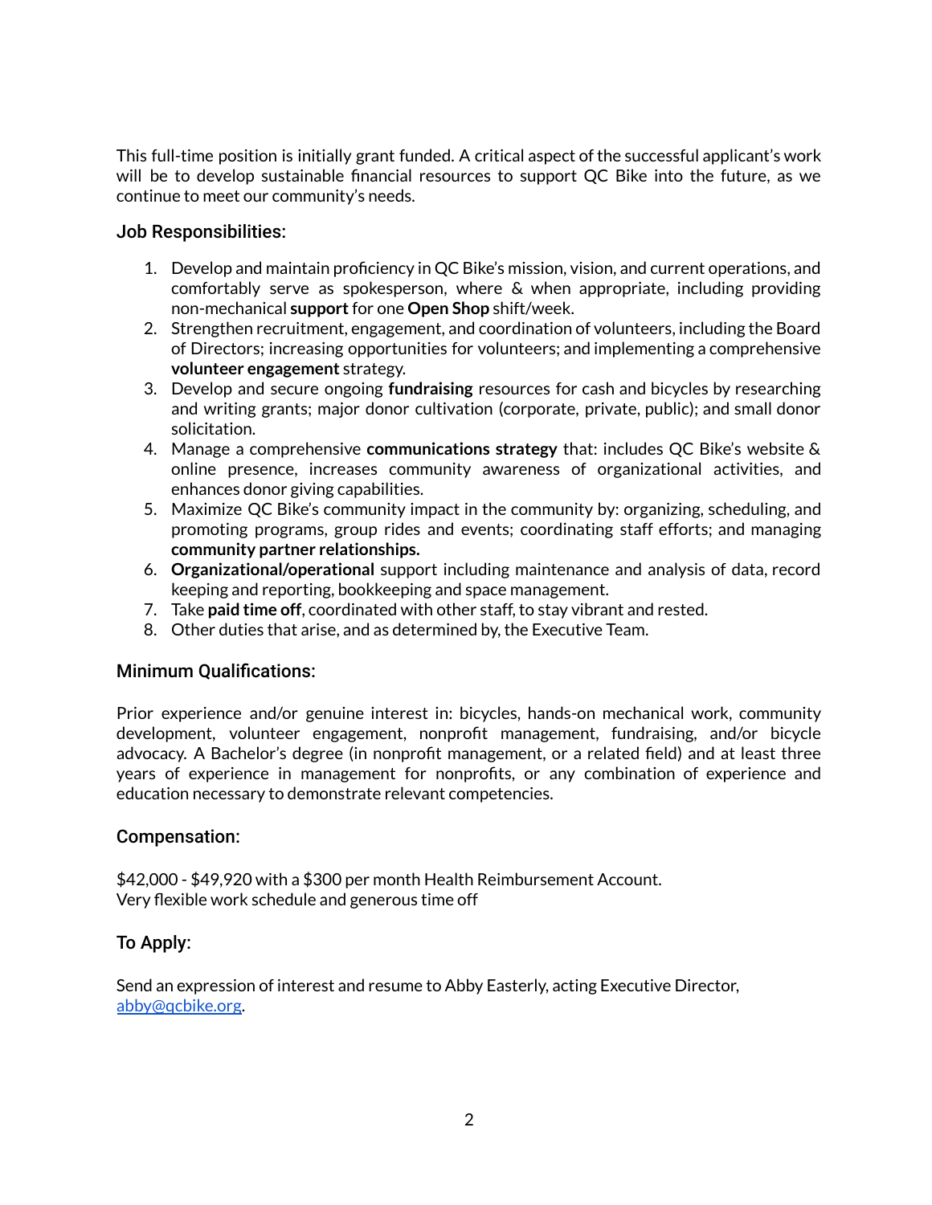This full-time position is initially grant funded. A critical aspect of the successful applicant's work will be to develop sustainable financial resources to support QC Bike into the future, as we continue to meet our community's needs.

### Job Responsibilities:

1. Develop and maintain proficiency in QC Bike's mission, vision, and current operations, and comfortably serve as spokesperson, where & when appropriate, including providing non-mechanical **support** for one **Open Shop** shift/week.
2. Strengthen recruitment, engagement, and coordination of volunteers, including the Board of Directors; increasing opportunities for volunteers; and implementing a comprehensive **volunteer engagement** strategy.
3. Develop and secure ongoing **fundraising** resources for cash and bicycles by researching and writing grants; major donor cultivation (corporate, private, public); and small donor solicitation.
4. Manage a comprehensive **communications strategy** that: includes QC Bike's website & online presence, increases community awareness of organizational activities, and enhances donor giving capabilities.
5. Maximize QC Bike's community impact in the community by: organizing, scheduling, and promoting programs, group rides and events; coordinating staff efforts; and managing **community partner relationships.**
6. **Organizational/operational** support including maintenance and analysis of data, record keeping and reporting, bookkeeping and space management.
7. Take **paid time off**, coordinated with other staff, to stay vibrant and rested.
8. Other duties that arise, and as determined by, the Executive Team.

### Minimum Qualifications:

Prior experience and/or genuine interest in: bicycles, hands-on mechanical work, community development, volunteer engagement, nonprofit management, fundraising, and/or bicycle advocacy. A Bachelor's degree (in nonprofit management, or a related field) and at least three years of experience in management for nonprofits, or any combination of experience and education necessary to demonstrate relevant competencies.

### Compensation:

$42,000 - $49,920 with a $300 per month Health Reimbursement Account.
Very flexible work schedule and generous time off

### To Apply:

Send an expression of interest and resume to Abby Easterly, acting Executive Director, [abby@qcbike.org](mailto:abby@qcbike.org).